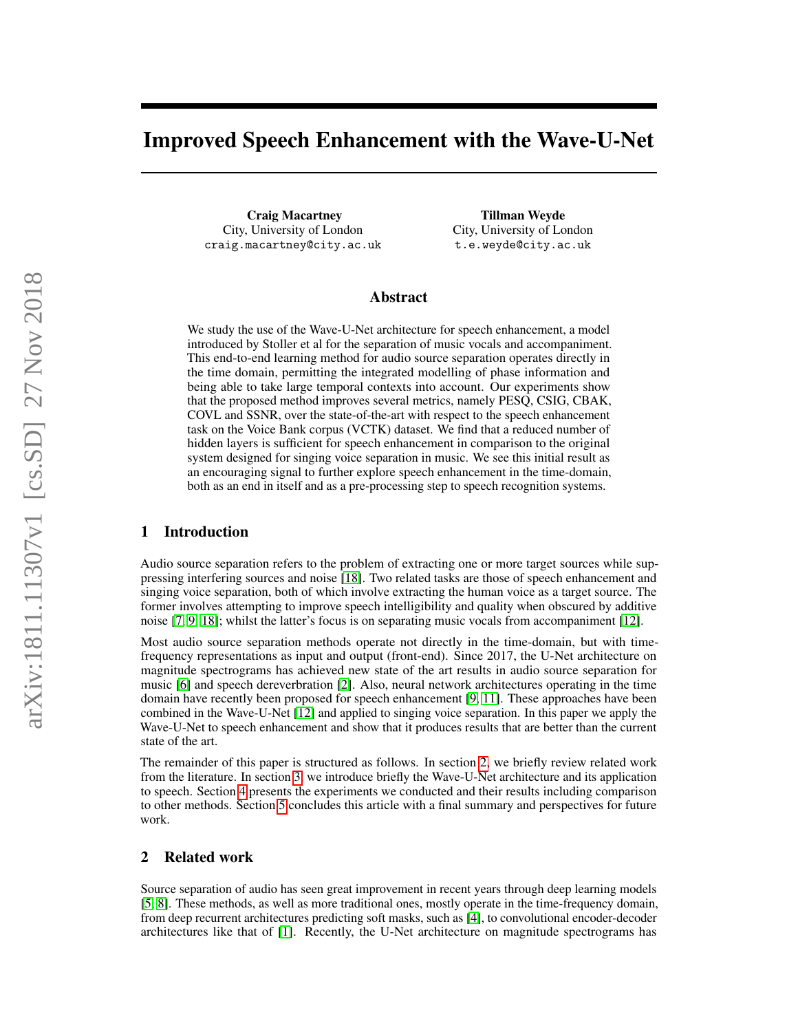# Improved Speech Enhancement with the Wave-U-Net

**Craig Macartney**
City, University of London
`craig.macartney@city.ac.uk`

**Tillman Weyde**
City, University of London
`t.e.weyde@city.ac.uk`

## Abstract

We study the use of the Wave-U-Net architecture for speech enhancement, a model introduced by Stoller et al for the separation of music vocals and accompaniment. This end-to-end learning method for audio source separation operates directly in the time domain, permitting the integrated modelling of phase information and being able to take large temporal contexts into account. Our experiments show that the proposed method improves several metrics, namely PESQ, CSIG, CBAK, COVL and SSNR, over the state-of-the-art with respect to the speech enhancement task on the Voice Bank corpus (VCTK) dataset. We find that a reduced number of hidden layers is sufficient for speech enhancement in comparison to the original system designed for singing voice separation in music. We see this initial result as an encouraging signal to further explore speech enhancement in the time-domain, both as an end in itself and as a pre-processing step to speech recognition systems.

## 1 Introduction

Audio source separation refers to the problem of extracting one or more target sources while suppressing interfering sources and noise [18]. Two related tasks are those of speech enhancement and singing voice separation, both of which involve extracting the human voice as a target source. The former involves attempting to improve speech intelligibility and quality when obscured by additive noise [7, 9, 18]; whilst the latter's focus is on separating music vocals from accompaniment [12].

Most audio source separation methods operate not directly in the time-domain, but with time-frequency representations as input and output (front-end). Since 2017, the U-Net architecture on magnitude spectrograms has achieved new state of the art results in audio source separation for music [6] and speech dereverbration [2]. Also, neural network architectures operating in the time domain have recently been proposed for speech enhancement [9, 11]. These approaches have been combined in the Wave-U-Net [12] and applied to singing voice separation. In this paper we apply the Wave-U-Net to speech enhancement and show that it produces results that are better than the current state of the art.

The remainder of this paper is structured as follows. In section 2, we briefly review related work from the literature. In section 3, we introduce briefly the Wave-U-Net architecture and its application to speech. Section 4 presents the experiments we conducted and their results including comparison to other methods. Section 5 concludes this article with a final summary and perspectives for future work.

## 2 Related work

Source separation of audio has seen great improvement in recent years through deep learning models [5, 8]. These methods, as well as more traditional ones, mostly operate in the time-frequency domain, from deep recurrent architectures predicting soft masks, such as [4], to convolutional encoder-decoder architectures like that of [1]. Recently, the U-Net architecture on magnitude spectrograms has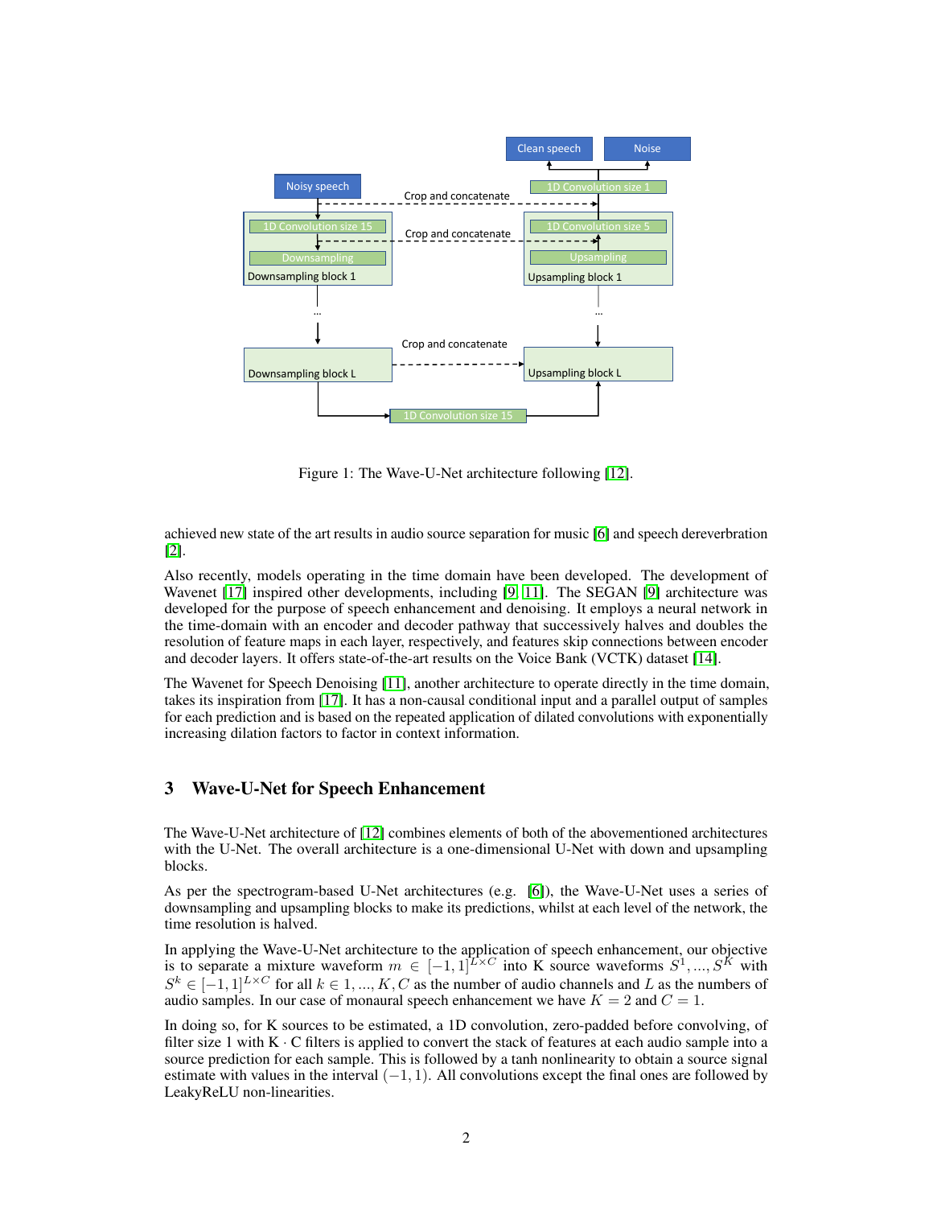Clean speech

Noise

Noisy speech

1D Convolution size 1

Crop and concatenate

1D Convolution size 15

Crop and concatenate

1D Convolution size 5

Downsampling

Upsampling

Downsampling block 1

Upsampling block 1

...

...

Crop and concatenate

Downsampling block L

Upsampling block L

1D Convolution size 15

Figure 1: The Wave-U-Net architecture following [12].

achieved new state of the art results in audio source separation for music [6] and speech dereverbration [2].

Also recently, models operating in the time domain have been developed. The development of Wavenet [17] inspired other developments, including [9, 11]. The SEGAN [9] architecture was developed for the purpose of speech enhancement and denoising. It employs a neural network in the time-domain with an encoder and decoder pathway that successively halves and doubles the resolution of feature maps in each layer, respectively, and features skip connections between encoder and decoder layers. It offers state-of-the-art results on the Voice Bank (VCTK) dataset [14].

The Wavenet for Speech Denoising [11], another architecture to operate directly in the time domain, takes its inspiration from [17]. It has a non-causal conditional input and a parallel output of samples for each prediction and is based on the repeated application of dilated convolutions with exponentially increasing dilation factors to factor in context information.

## 3 Wave-U-Net for Speech Enhancement

The Wave-U-Net architecture of [12] combines elements of both of the abovementioned architectures with the U-Net. The overall architecture is a one-dimensional U-Net with down and upsampling blocks.

As per the spectrogram-based U-Net architectures (e.g. [6]), the Wave-U-Net uses a series of downsampling and upsampling blocks to make its predictions, whilst at each level of the network, the time resolution is halved.

In applying the Wave-U-Net architecture to the application of speech enhancement, our objective is to separate a mixture waveform $m \in [-1, 1]^{L \times C}$ into K source waveforms $S^1, ..., S^K$ with $S^k \in [-1, 1]^{L \times C}$ for all $k \in 1, ..., K$, $C$ as the number of audio channels and $L$ as the numbers of audio samples. In our case of monaural speech enhancement we have $K = 2$ and $C = 1$.

In doing so, for K sources to be estimated, a 1D convolution, zero-padded before convolving, of filter size 1 with $K \cdot C$ filters is applied to convert the stack of features at each audio sample into a source prediction for each sample. This is followed by a tanh nonlinearity to obtain a source signal estimate with values in the interval $(-1, 1)$. All convolutions except the final ones are followed by LeakyReLU non-linearities.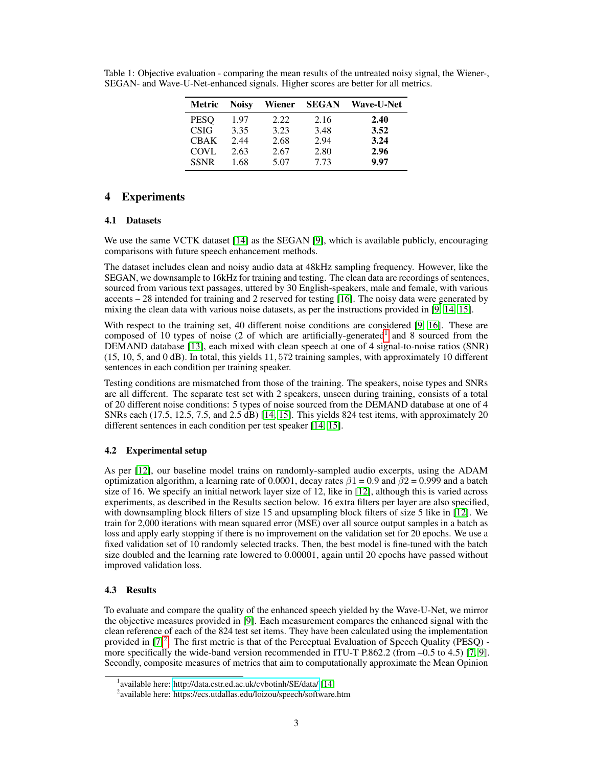Table 1: Objective evaluation - comparing the mean results of the untreated noisy signal, the Wiener-, SEGAN- and Wave-U-Net-enhanced signals. Higher scores are better for all metrics.

| Metric | Noisy | Wiener | SEGAN | Wave-U-Net |
|---|---|---|---|---|
| PESQ | 1.97 | 2.22 | 2.16 | **2.40** |
| CSIG | 3.35 | 3.23 | 3.48 | **3.52** |
| CBAK | 2.44 | 2.68 | 2.94 | **3.24** |
| COVL | 2.63 | 2.67 | 2.80 | **2.96** |
| SSNR | 1.68 | 5.07 | 7.73 | **9.97** |

# 4 Experiments

## 4.1 Datasets

We use the same VCTK dataset [14] as the SEGAN [9], which is available publicly, encouraging comparisons with future speech enhancement methods.

The dataset includes clean and noisy audio data at 48kHz sampling frequency. However, like the SEGAN, we downsample to 16kHz for training and testing. The clean data are recordings of sentences, sourced from various text passages, uttered by 30 English-speakers, male and female, with various accents – 28 intended for training and 2 reserved for testing [16]. The noisy data were generated by mixing the clean data with various noise datasets, as per the instructions provided in [9, 14, 15].

With respect to the training set, 40 different noise conditions are considered [9, 16]. These are composed of 10 types of noise (2 of which are artificially-generated[1] and 8 sourced from the DEMAND database [13], each mixed with clean speech at one of 4 signal-to-noise ratios (SNR) (15, 10, 5, and 0 dB). In total, this yields $11,572$ training samples, with approximately 10 different sentences in each condition per training speaker.

Testing conditions are mismatched from those of the training. The speakers, noise types and SNRs are all different. The separate test set with 2 speakers, unseen during training, consists of a total of 20 different noise conditions: 5 types of noise sourced from the DEMAND database at one of 4 SNRs each (17.5, 12.5, 7.5, and 2.5 dB) [14, 15]. This yields 824 test items, with approximately 20 different sentences in each condition per test speaker [14, 15].

## 4.2 Experimental setup

As per [12], our baseline model trains on randomly-sampled audio excerpts, using the ADAM optimization algorithm, a learning rate of 0.0001, decay rates $\beta 1 = 0.9$ and $\beta 2 = 0.999$ and a batch size of 16. We specify an initial network layer size of 12, like in [12], although this is varied across experiments, as described in the Results section below. 16 extra filters per layer are also specified, with downsampling block filters of size 15 and upsampling block filters of size 5 like in [12]. We train for 2,000 iterations with mean squared error (MSE) over all source output samples in a batch as loss and apply early stopping if there is no improvement on the validation set for 20 epochs. We use a fixed validation set of 10 randomly selected tracks. Then, the best model is fine-tuned with the batch size doubled and the learning rate lowered to 0.00001, again until 20 epochs have passed without improved validation loss.

## 4.3 Results

To evaluate and compare the quality of the enhanced speech yielded by the Wave-U-Net, we mirror the objective measures provided in [9]. Each measurement compares the enhanced signal with the clean reference of each of the 824 test set items. They have been calculated using the implementation provided in [7][2]. The first metric is that of the Perceptual Evaluation of Speech Quality (PESQ) - more specifically the wide-band version recommended in ITU-T P.862.2 (from –0.5 to 4.5) [7, 9]. Secondly, composite measures of metrics that aim to computationally approximate the Mean Opinion

[1] available here: http://data.cstr.ed.ac.uk/cvbotinh/SE/data/ [14]

[2] available here: https://ecs.utdallas.edu/loizou/speech/software.htm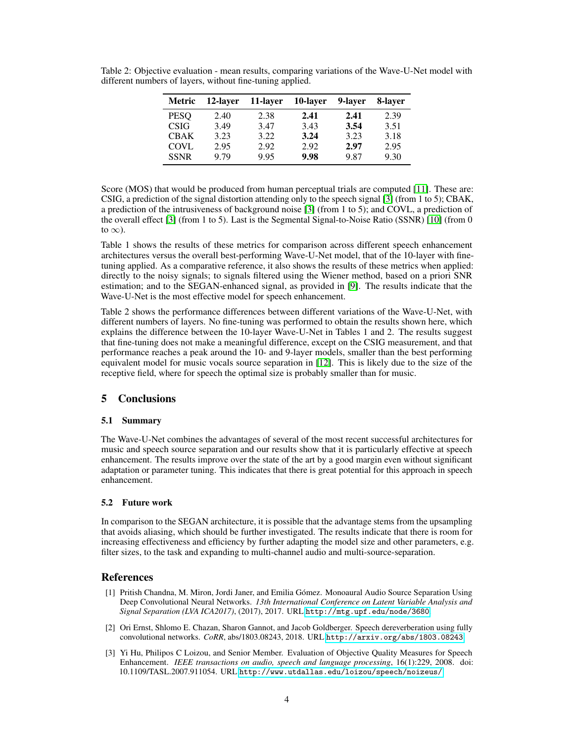Table 2: Objective evaluation - mean results, comparing variations of the Wave-U-Net model with different numbers of layers, without fine-tuning applied.

| Metric | 12-layer | 11-layer | 10-layer | 9-layer | 8-layer |
|---|---|---|---|---|---|
| PESQ | 2.40 | 2.38 | **2.41** | **2.41** | 2.39 |
| CSIG | 3.49 | 3.47 | 3.43 | **3.54** | 3.51 |
| CBAK | 3.23 | 3.22 | **3.24** | 3.23 | 3.18 |
| COVL | 2.95 | 2.92 | 2.92 | **2.97** | 2.95 |
| SSNR | 9.79 | 9.95 | **9.98** | 9.87 | 9.30 |

Score (MOS) that would be produced from human perceptual trials are computed [11]. These are: CSIG, a prediction of the signal distortion attending only to the speech signal [3] (from 1 to 5); CBAK, a prediction of the intrusiveness of background noise [3] (from 1 to 5); and COVL, a prediction of the overall effect [3] (from 1 to 5). Last is the Segmental Signal-to-Noise Ratio (SSNR) [10] (from 0 to $\infty$).

Table 1 shows the results of these metrics for comparison across different speech enhancement architectures versus the overall best-performing Wave-U-Net model, that of the 10-layer with fine-tuning applied. As a comparative reference, it also shows the results of these metrics when applied: directly to the noisy signals; to signals filtered using the Wiener method, based on a priori SNR estimation; and to the SEGAN-enhanced signal, as provided in [9]. The results indicate that the Wave-U-Net is the most effective model for speech enhancement.

Table 2 shows the performance differences between different variations of the Wave-U-Net, with different numbers of layers. No fine-tuning was performed to obtain the results shown here, which explains the difference between the 10-layer Wave-U-Net in Tables 1 and 2. The results suggest that fine-tuning does not make a meaningful difference, except on the CSIG measurement, and that performance reaches a peak around the 10- and 9-layer models, smaller than the best performing equivalent model for music vocals source separation in [12]. This is likely due to the size of the receptive field, where for speech the optimal size is probably smaller than for music.

## 5 Conclusions

### 5.1 Summary

The Wave-U-Net combines the advantages of several of the most recent successful architectures for music and speech source separation and our results show that it is particularly effective at speech enhancement. The results improve over the state of the art by a good margin even without significant adaptation or parameter tuning. This indicates that there is great potential for this approach in speech enhancement.

### 5.2 Future work

In comparison to the SEGAN architecture, it is possible that the advantage stems from the upsampling that avoids aliasing, which should be further investigated. The results indicate that there is room for increasing effectiveness and efficiency by further adapting the model size and other parameters, e.g. filter sizes, to the task and expanding to multi-channel audio and multi-source-separation.

## References

[1] Pritish Chandna, M. Miron, Jordi Janer, and Emilia Gómez. Monoaural Audio Source Separation Using Deep Convolutional Neural Networks. *13th International Conference on Latent Variable Analysis and Signal Separation (LVA ICA2017)*, (2017), 2017. URL http://mtg.upf.edu/node/3680.

[2] Ori Ernst, Shlomo E. Chazan, Sharon Gannot, and Jacob Goldberger. Speech dereverberation using fully convolutional networks. *CoRR*, abs/1803.08243, 2018. URL http://arxiv.org/abs/1803.08243.

[3] Yi Hu, Philipos C Loizou, and Senior Member. Evaluation of Objective Quality Measures for Speech Enhancement. *IEEE transactions on audio, speech and language processing*, 16(1):229, 2008. doi: 10.1109/TASL.2007.911054. URL http://www.utdallas.edu/loizou/speech/noizeus/.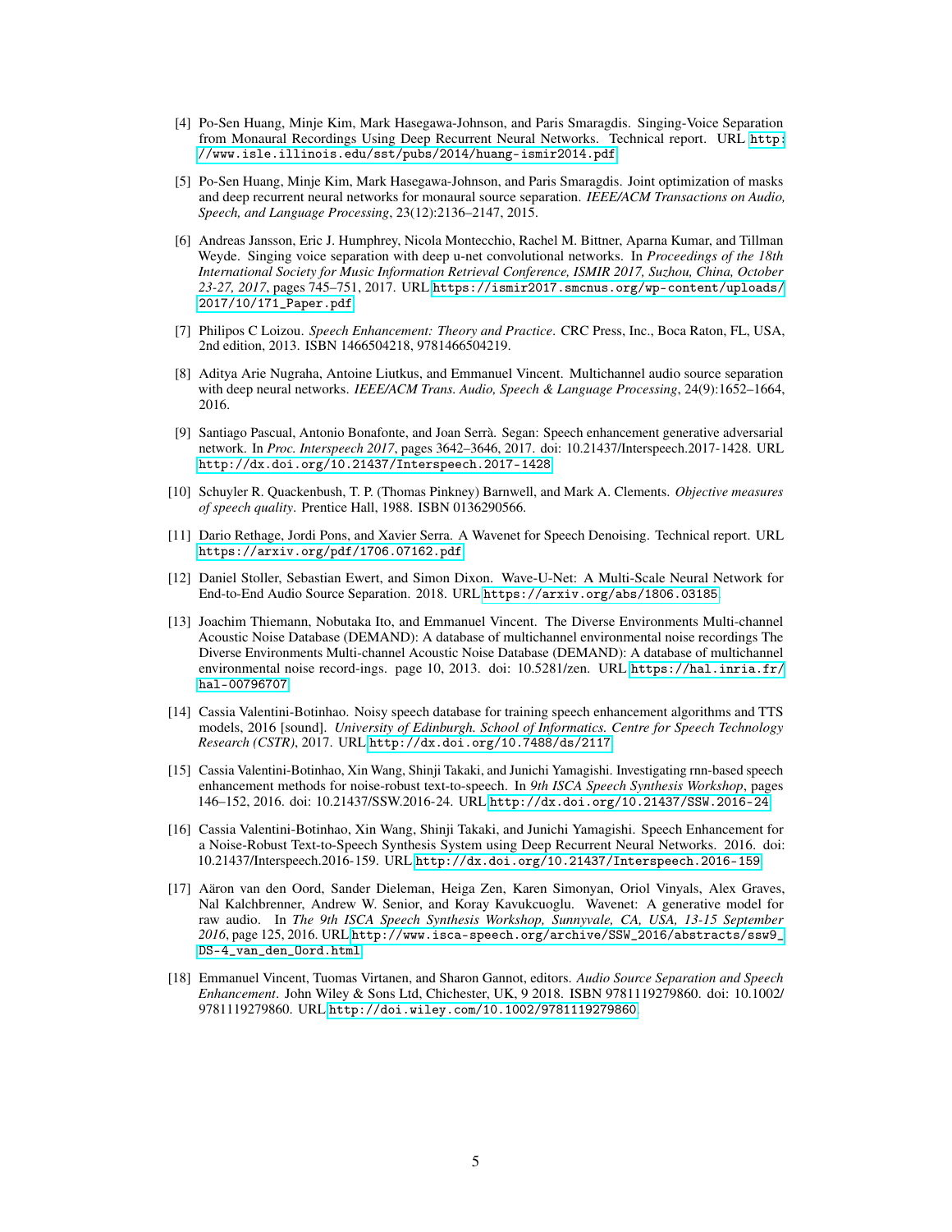[4] Po-Sen Huang, Minje Kim, Mark Hasegawa-Johnson, and Paris Smaragdis. Singing-Voice Separation from Monaural Recordings Using Deep Recurrent Neural Networks. Technical report. URL http://www.isle.illinois.edu/sst/pubs/2014/huang-ismir2014.pdf

[5] Po-Sen Huang, Minje Kim, Mark Hasegawa-Johnson, and Paris Smaragdis. Joint optimization of masks and deep recurrent neural networks for monaural source separation. *IEEE/ACM Transactions on Audio, Speech, and Language Processing*, 23(12):2136–2147, 2015.

[6] Andreas Jansson, Eric J. Humphrey, Nicola Montecchio, Rachel M. Bittner, Aparna Kumar, and Tillman Weyde. Singing voice separation with deep u-net convolutional networks. In *Proceedings of the 18th International Society for Music Information Retrieval Conference, ISMIR 2017, Suzhou, China, October 23-27, 2017*, pages 745–751, 2017. URL https://ismir2017.smcnus.org/wp-content/uploads/2017/10/171_Paper.pdf

[7] Philipos C Loizou. *Speech Enhancement: Theory and Practice*. CRC Press, Inc., Boca Raton, FL, USA, 2nd edition, 2013. ISBN 1466504218, 9781466504219.

[8] Aditya Arie Nugraha, Antoine Liutkus, and Emmanuel Vincent. Multichannel audio source separation with deep neural networks. *IEEE/ACM Trans. Audio, Speech & Language Processing*, 24(9):1652–1664, 2016.

[9] Santiago Pascual, Antonio Bonafonte, and Joan Serrà. Segan: Speech enhancement generative adversarial network. In *Proc. Interspeech 2017*, pages 3642–3646, 2017. doi: 10.21437/Interspeech.2017-1428. URL http://dx.doi.org/10.21437/Interspeech.2017-1428

[10] Schuyler R. Quackenbush, T. P. (Thomas Pinkney) Barnwell, and Mark A. Clements. *Objective measures of speech quality*. Prentice Hall, 1988. ISBN 0136290566.

[11] Dario Rethage, Jordi Pons, and Xavier Serra. A Wavenet for Speech Denoising. Technical report. URL https://arxiv.org/pdf/1706.07162.pdf

[12] Daniel Stoller, Sebastian Ewert, and Simon Dixon. Wave-U-Net: A Multi-Scale Neural Network for End-to-End Audio Source Separation. 2018. URL https://arxiv.org/abs/1806.03185

[13] Joachim Thiemann, Nobutaka Ito, and Emmanuel Vincent. The Diverse Environments Multi-channel Acoustic Noise Database (DEMAND): A database of multichannel environmental noise recordings The Diverse Environments Multi-channel Acoustic Noise Database (DEMAND): A database of multichannel environmental noise record-ings. page 10, 2013. doi: 10.5281/zen. URL https://hal.inria.fr/hal-00796707

[14] Cassia Valentini-Botinhao. Noisy speech database for training speech enhancement algorithms and TTS models, 2016 [sound]. *University of Edinburgh. School of Informatics. Centre for Speech Technology Research (CSTR)*, 2017. URL http://dx.doi.org/10.7488/ds/2117

[15] Cassia Valentini-Botinhao, Xin Wang, Shinji Takaki, and Junichi Yamagishi. Investigating rnn-based speech enhancement methods for noise-robust text-to-speech. In *9th ISCA Speech Synthesis Workshop*, pages 146–152, 2016. doi: 10.21437/SSW.2016-24. URL http://dx.doi.org/10.21437/SSW.2016-24

[16] Cassia Valentini-Botinhao, Xin Wang, Shinji Takaki, and Junichi Yamagishi. Speech Enhancement for a Noise-Robust Text-to-Speech Synthesis System using Deep Recurrent Neural Networks. 2016. doi: 10.21437/Interspeech.2016-159. URL http://dx.doi.org/10.21437/Interspeech.2016-159

[17] Aäron van den Oord, Sander Dieleman, Heiga Zen, Karen Simonyan, Oriol Vinyals, Alex Graves, Nal Kalchbrenner, Andrew W. Senior, and Koray Kavukcuoglu. Wavenet: A generative model for raw audio. In *The 9th ISCA Speech Synthesis Workshop, Sunnyvale, CA, USA, 13-15 September 2016*, page 125, 2016. URL http://www.isca-speech.org/archive/SSW_2016/abstracts/ssw9_DS-4_van_den_Oord.html

[18] Emmanuel Vincent, Tuomas Virtanen, and Sharon Gannot, editors. *Audio Source Separation and Speech Enhancement*. John Wiley & Sons Ltd, Chichester, UK, 9 2018. ISBN 9781119279860. doi: 10.1002/9781119279860. URL http://doi.wiley.com/10.1002/9781119279860